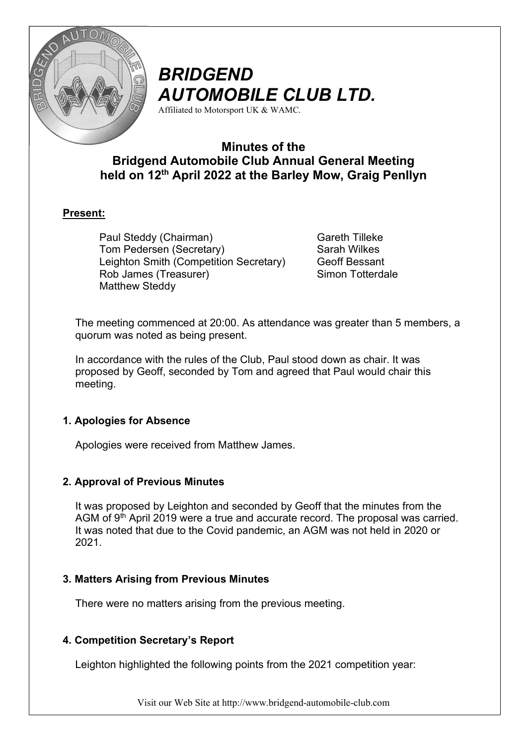# BRIDGEND AUTOMOBILE CLUB LTD.

Affiliated to Motorsport UK & WAMC.

## Minutes of the Bridgend Automobile Club Annual General Meeting held on 12th April 2022 at the Barley Mow, Graig Penllyn

**Present:**

Paul Steddy (Chairman)
Tom Pedersen (Secretary)
Leighton Smith (Competition Secretary)
Rob James (Treasurer)
Matthew Steddy
Gareth Tilleke
Sarah Wilkes
Geoff Bessant
Simon Totterdale

The meeting commenced at 20:00. As attendance was greater than 5 members, a quorum was noted as being present.

In accordance with the rules of the Club, Paul stood down as chair. It was proposed by Geoff, seconded by Tom and agreed that Paul would chair this meeting.

### 1. Apologies for Absence

Apologies were received from Matthew James.

### 2. Approval of Previous Minutes

It was proposed by Leighton and seconded by Geoff that the minutes from the AGM of 9th April 2019 were a true and accurate record. The proposal was carried. It was noted that due to the Covid pandemic, an AGM was not held in 2020 or 2021.

### 3. Matters Arising from Previous Minutes

There were no matters arising from the previous meeting.

### 4. Competition Secretary's Report

Leighton highlighted the following points from the 2021 competition year: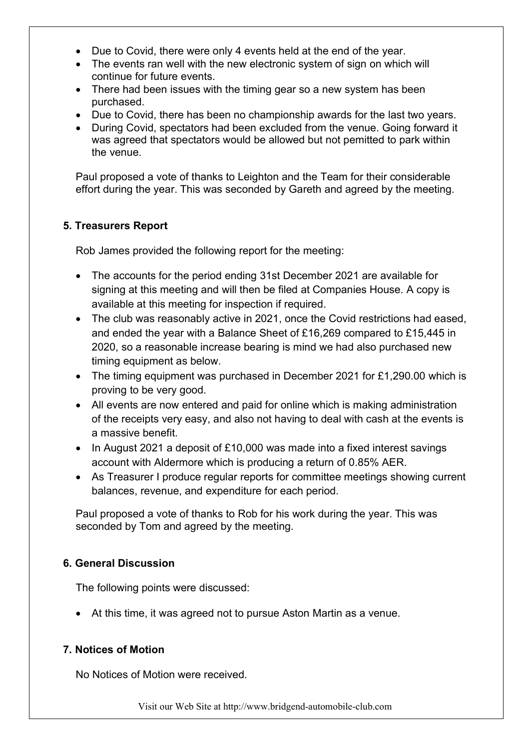- Due to Covid, there were only 4 events held at the end of the year.
- The events ran well with the new electronic system of sign on which will continue for future events.
- There had been issues with the timing gear so a new system has been purchased.
- Due to Covid, there has been no championship awards for the last two years.
- During Covid, spectators had been excluded from the venue. Going forward it was agreed that spectators would be allowed but not pemitted to park within the venue.

Paul proposed a vote of thanks to Leighton and the Team for their considerable effort during the year. This was seconded by Gareth and agreed by the meeting.

### 5. Treasurers Report

Rob James provided the following report for the meeting:

- The accounts for the period ending 31st December 2021 are available for signing at this meeting and will then be filed at Companies House. A copy is available at this meeting for inspection if required.
- The club was reasonably active in 2021, once the Covid restrictions had eased, and ended the year with a Balance Sheet of £16,269 compared to £15,445 in 2020, so a reasonable increase bearing is mind we had also purchased new timing equipment as below.
- The timing equipment was purchased in December 2021 for £1,290.00 which is proving to be very good.
- All events are now entered and paid for online which is making administration of the receipts very easy, and also not having to deal with cash at the events is a massive benefit.
- In August 2021 a deposit of £10,000 was made into a fixed interest savings account with Aldermore which is producing a return of 0.85% AER.
- As Treasurer I produce regular reports for committee meetings showing current balances, revenue, and expenditure for each period.

Paul proposed a vote of thanks to Rob for his work during the year. This was seconded by Tom and agreed by the meeting.

### 6. General Discussion

The following points were discussed:

- At this time, it was agreed not to pursue Aston Martin as a venue.

### 7. Notices of Motion

No Notices of Motion were received.

Visit our Web Site at http://www.bridgend-automobile-club.com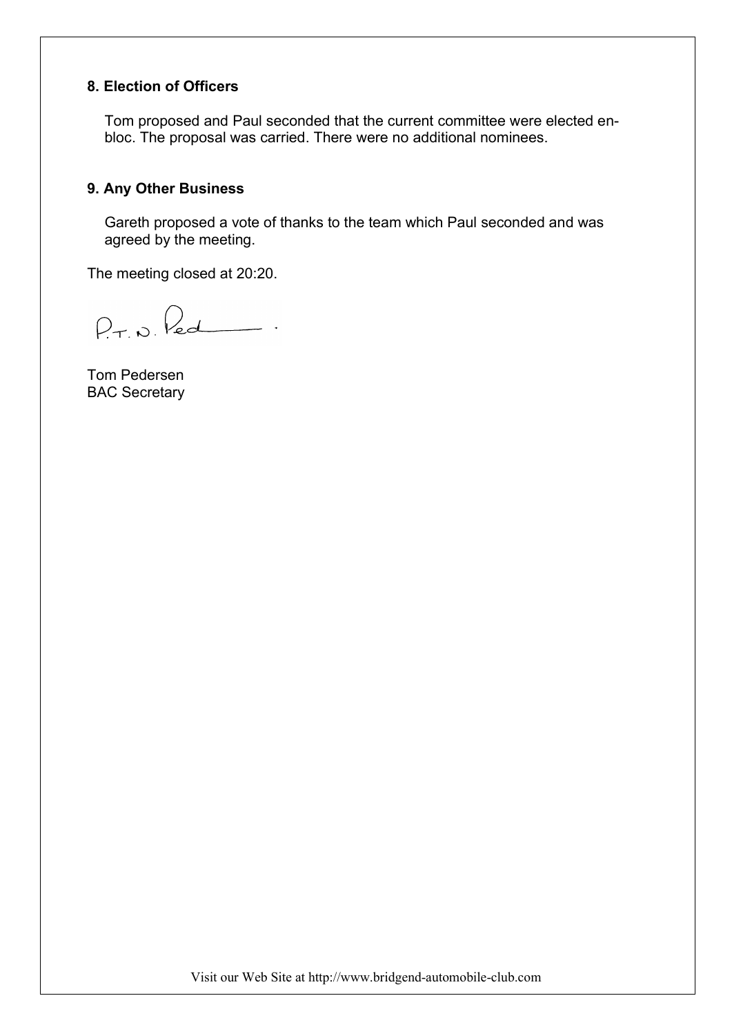## 8. Election of Officers

Tom proposed and Paul seconded that the current committee were elected en-bloc. The proposal was carried. There were no additional nominees.

## 9. Any Other Business

Gareth proposed a vote of thanks to the team which Paul seconded and was agreed by the meeting.

The meeting closed at 20:20.

Tom Pedersen
BAC Secretary

Visit our Web Site at http://www.bridgend-automobile-club.com